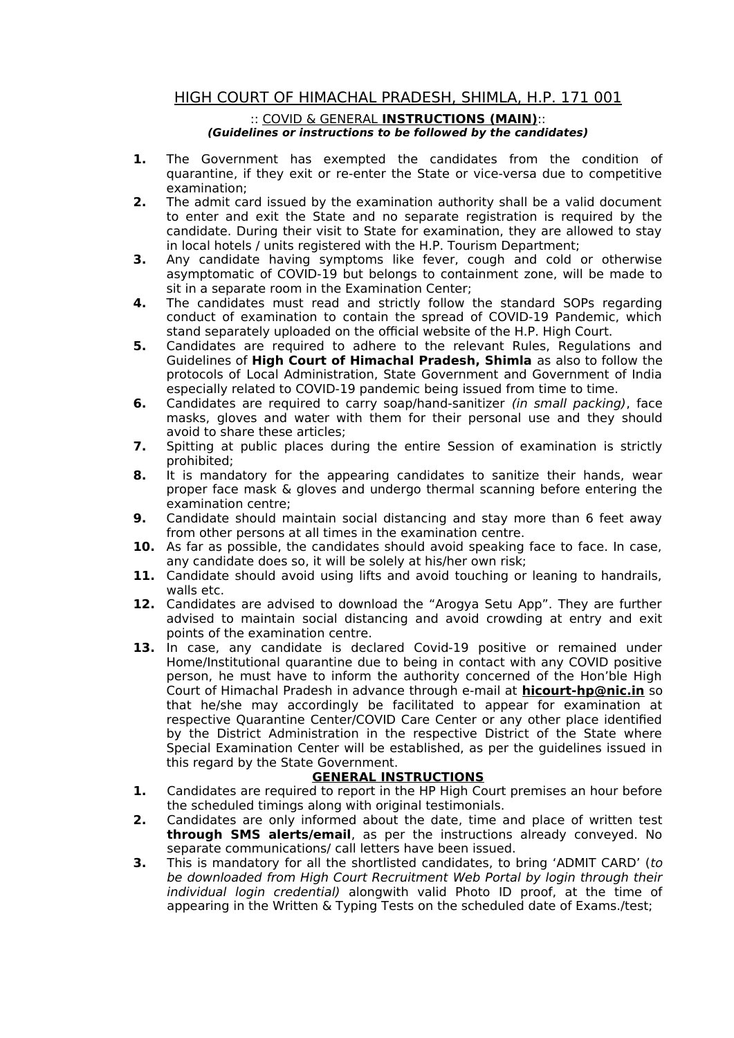# HIGH COURT OF HIMACHAL PRADESH, SHIMLA, H.P. 171 001

:: COVID & GENERAL **INSTRUCTIONS (MAIN)**::

***(Guidelines or instructions to be followed by the candidates)***

1. The Government has exempted the candidates from the condition of quarantine, if they exit or re-enter the State or vice-versa due to competitive examination;
2. The admit card issued by the examination authority shall be a valid document to enter and exit the State and no separate registration is required by the candidate. During their visit to State for examination, they are allowed to stay in local hotels / units registered with the H.P. Tourism Department;
3. Any candidate having symptoms like fever, cough and cold or otherwise asymptomatic of COVID-19 but belongs to containment zone, will be made to sit in a separate room in the Examination Center;
4. The candidates must read and strictly follow the standard SOPs regarding conduct of examination to contain the spread of COVID-19 Pandemic, which stand separately uploaded on the official website of the H.P. High Court.
5. Candidates are required to adhere to the relevant Rules, Regulations and Guidelines of **High Court of Himachal Pradesh, Shimla** as also to follow the protocols of Local Administration, State Government and Government of India especially related to COVID-19 pandemic being issued from time to time.
6. Candidates are required to carry soap/hand-sanitizer *(in small packing)*, face masks, gloves and water with them for their personal use and they should avoid to share these articles;
7. Spitting at public places during the entire Session of examination is strictly prohibited;
8. It is mandatory for the appearing candidates to sanitize their hands, wear proper face mask & gloves and undergo thermal scanning before entering the examination centre;
9. Candidate should maintain social distancing and stay more than 6 feet away from other persons at all times in the examination centre.
10. As far as possible, the candidates should avoid speaking face to face. In case, any candidate does so, it will be solely at his/her own risk;
11. Candidate should avoid using lifts and avoid touching or leaning to handrails, walls etc.
12. Candidates are advised to download the "Arogya Setu App". They are further advised to maintain social distancing and avoid crowding at entry and exit points of the examination centre.
13. In case, any candidate is declared Covid-19 positive or remained under Home/Institutional quarantine due to being in contact with any COVID positive person, he must have to inform the authority concerned of the Hon'ble High Court of Himachal Pradesh in advance through e-mail at **hicourt-hp@nic.in** so that he/she may accordingly be facilitated to appear for examination at respective Quarantine Center/COVID Care Center or any other place identified by the District Administration in the respective District of the State where Special Examination Center will be established, as per the guidelines issued in this regard by the State Government.

## GENERAL INSTRUCTIONS

1. Candidates are required to report in the HP High Court premises an hour before the scheduled timings along with original testimonials.
2. Candidates are only informed about the date, time and place of written test **through SMS alerts/email**, as per the instructions already conveyed. No separate communications/ call letters have been issued.
3. This is mandatory for all the shortlisted candidates, to bring 'ADMIT CARD' (*to be downloaded from High Court Recruitment Web Portal by login through their individual login credential)* alongwith valid Photo ID proof, at the time of appearing in the Written & Typing Tests on the scheduled date of Exams./test;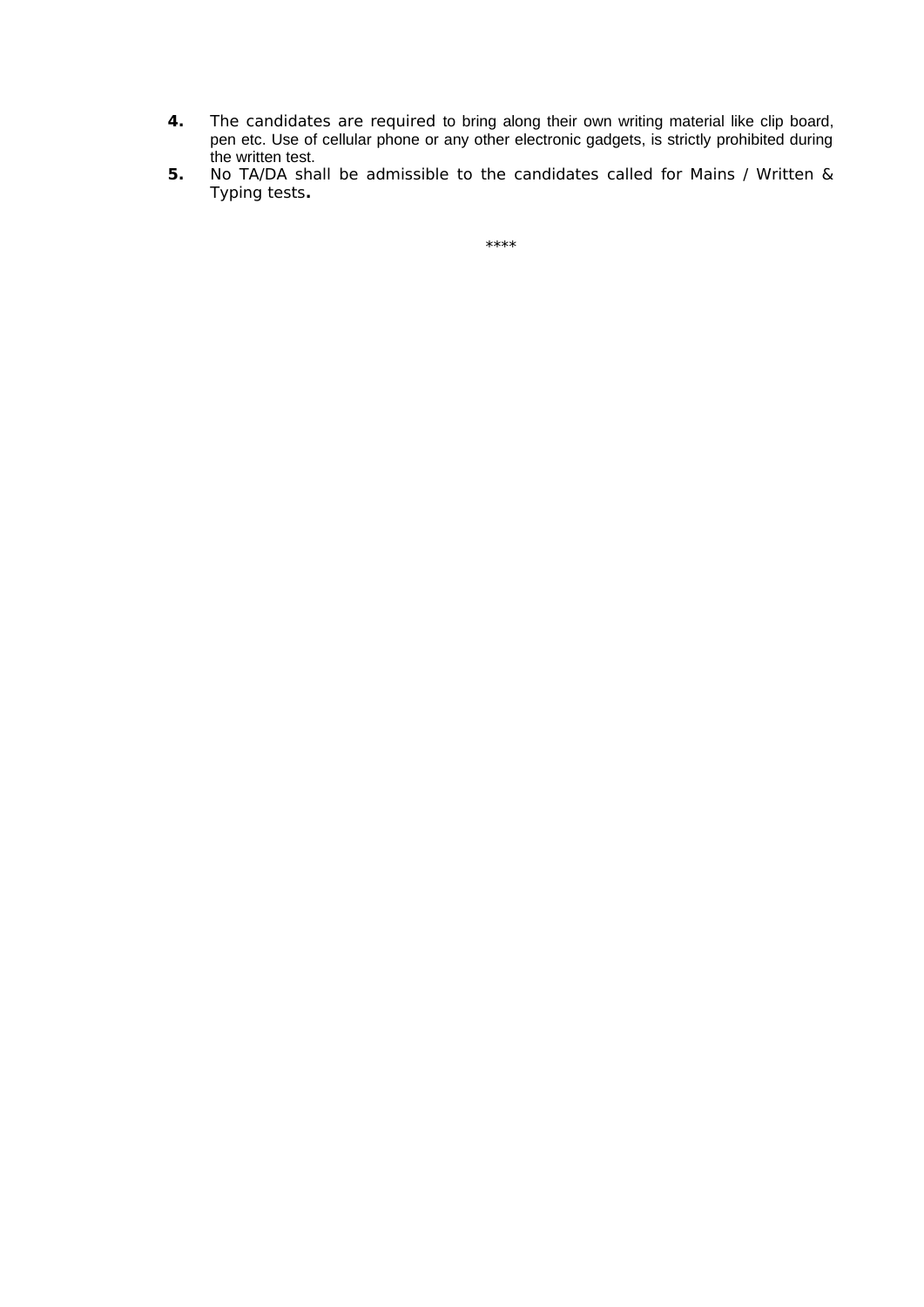4. The candidates are required to bring along their own writing material like clip board, pen etc. Use of cellular phone or any other electronic gadgets, is strictly prohibited during the written test.
5. No TA/DA shall be admissible to the candidates called for Mains / Written & Typing tests.

****